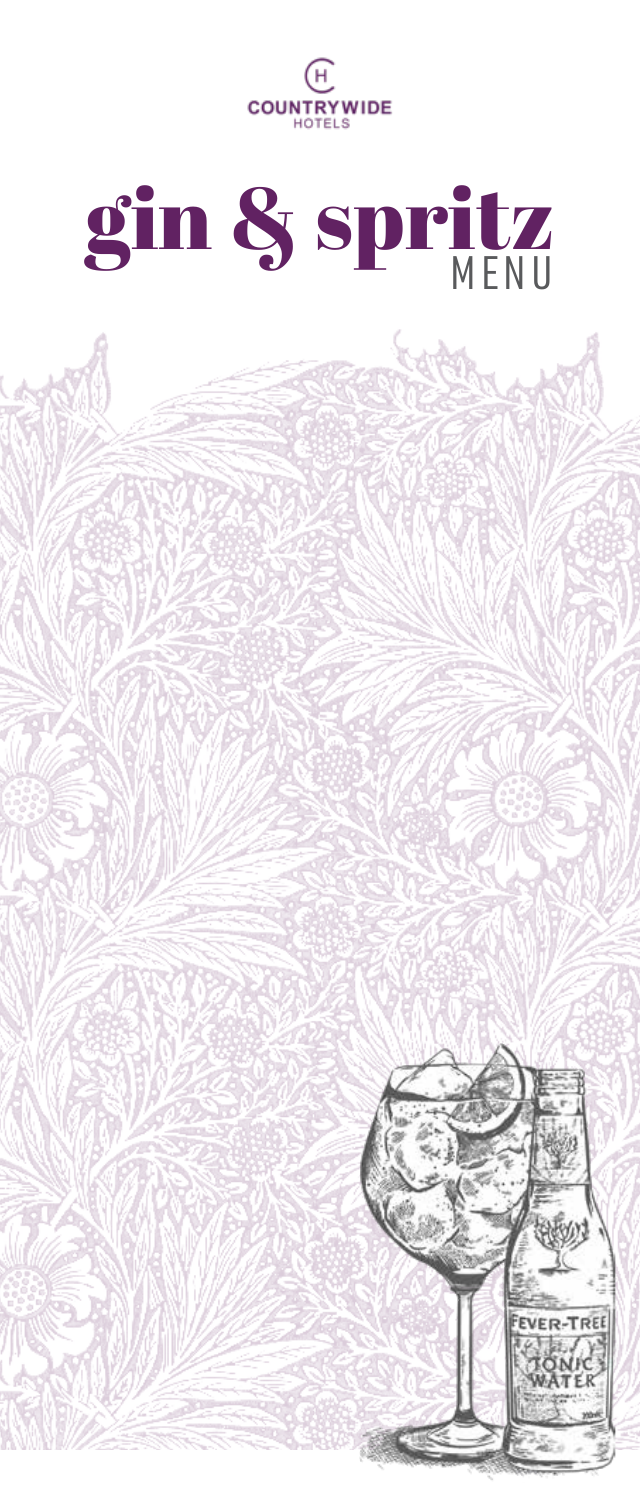COUNTRYWIDE
HOTELS

# gin & spritz MENU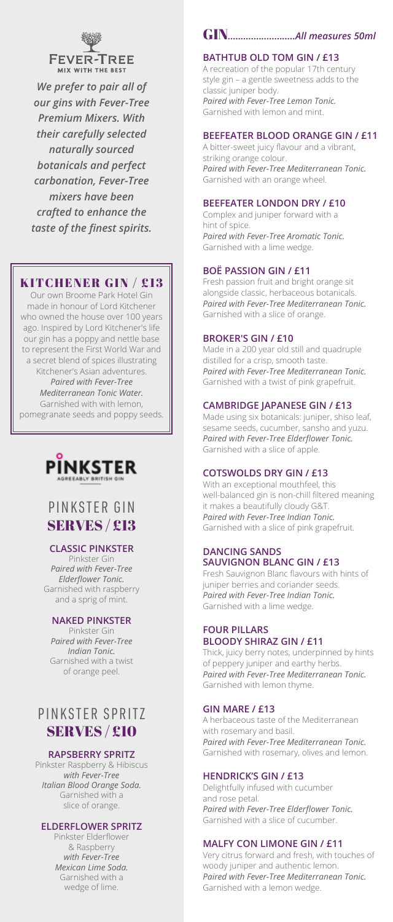FEVER-TREE
MIX WITH THE BEST

***We prefer to pair all of our gins with Fever-Tree Premium Mixers. With their carefully selected naturally sourced botanicals and perfect carbonation, Fever-Tree mixers have been crafted to enhance the taste of the finest spirits.***

## KITCHENER GIN / £13

Our own Broome Park Hotel Gin made in honour of Lord Kitchener who owned the house over 100 years ago. Inspired by Lord Kitchener's life our gin has a poppy and nettle base to represent the First World War and a secret blend of spices illustrating Kitchener's Asian adventures.
***Paired with Fever-Tree Mediterranean Tonic Water.***
Garnished with with lemon, pomegranate seeds and poppy seeds.

PINKSTER
AGREEABLY BRITISH GIN

## PINKSTER GIN SERVES / £13

**CLASSIC PINKSTER**
Pinkster Gin
*Paired with Fever-Tree Elderflower Tonic.*
Garnished with raspberry and a sprig of mint.

**NAKED PINKSTER**
Pinkster Gin
*Paired with Fever-Tree Indian Tonic.*
Garnished with a twist of orange peel.

## PINKSTER SPRITZ SERVES / £10

**RAPSBERRY SPRITZ**
Pinkster Raspberry & Hibiscus
*with Fever-Tree Italian Blood Orange Soda.*
Garnished with a slice of orange.

**ELDERFLOWER SPRITZ**
Pinkster Elderflower & Raspberry
*with Fever-Tree Mexican Lime Soda.*
Garnished with a wedge of lime.

## GIN.........................*All measures 50ml*

**BATHTUB OLD TOM GIN / £13**
A recreation of the popular 17th century style gin – a gentle sweetness adds to the classic juniper body.
*Paired with Fever-Tree Lemon Tonic.*
Garnished with lemon and mint.

**BEEFEATER BLOOD ORANGE GIN / £11**
A bitter-sweet juicy flavour and a vibrant, striking orange colour.
*Paired with Fever-Tree Mediterranean Tonic.*
Garnished with an orange wheel.

**BEEFEATER LONDON DRY / £10**
Complex and juniper forward with a hint of spice.
*Paired with Fever-Tree Aromatic Tonic.*
Garnished with a lime wedge.

**BOË PASSION GIN / £11**
Fresh passion fruit and bright orange sit alongside classic, herbaceous botanicals.
*Paired with Fever-Tree Mediterranean Tonic.*
Garnished with a slice of orange.

**BROKER'S GIN / £10**
Made in a 200 year old still and quadruple distilled for a crisp, smooth taste.
*Paired with Fever-Tree Mediterranean Tonic.*
Garnished with a twist of pink grapefruit.

**CAMBRIDGE JAPANESE GIN / £13**
Made using six botanicals: juniper, shiso leaf, sesame seeds, cucumber, sansho and yuzu.
*Paired with Fever-Tree Elderflower Tonic.*
Garnished with a slice of apple.

**COTSWOLDS DRY GIN / £13**
With an exceptional mouthfeel, this well-balanced gin is non-chill filtered meaning it makes a beautifully cloudy G&T.
*Paired with Fever-Tree Indian Tonic.*
Garnished with a slice of pink grapefruit.

**DANCING SANDS SAUVIGNON BLANC GIN / £13**
Fresh Sauvignon Blanc flavours with hints of juniper berries and coriander seeds.
*Paired with Fever-Tree Indian Tonic.*
Garnished with a lime wedge.

**FOUR PILLARS BLOODY SHIRAZ GIN / £11**
Thick, juicy berry notes, underpinned by hints of peppery juniper and earthy herbs.
*Paired with Fever-Tree Mediterranean Tonic.*
Garnished with lemon thyme.

**GIN MARE / £13**
A herbaceous taste of the Mediterranean with rosemary and basil.
*Paired with Fever-Tree Mediterranean Tonic.*
Garnished with rosemary, olives and lemon.

**HENDRICK'S GIN / £13**
Delightfully infused with cucumber and rose petal.
*Paired with Fever-Tree Elderflower Tonic.*
Garnished with a slice of cucumber.

**MALFY CON LIMONE GIN / £11**
Very citrus forward and fresh, with touches of woody juniper and authentic lemon.
*Paired with Fever-Tree Mediterranean Tonic.*
Garnished with a lemon wedge.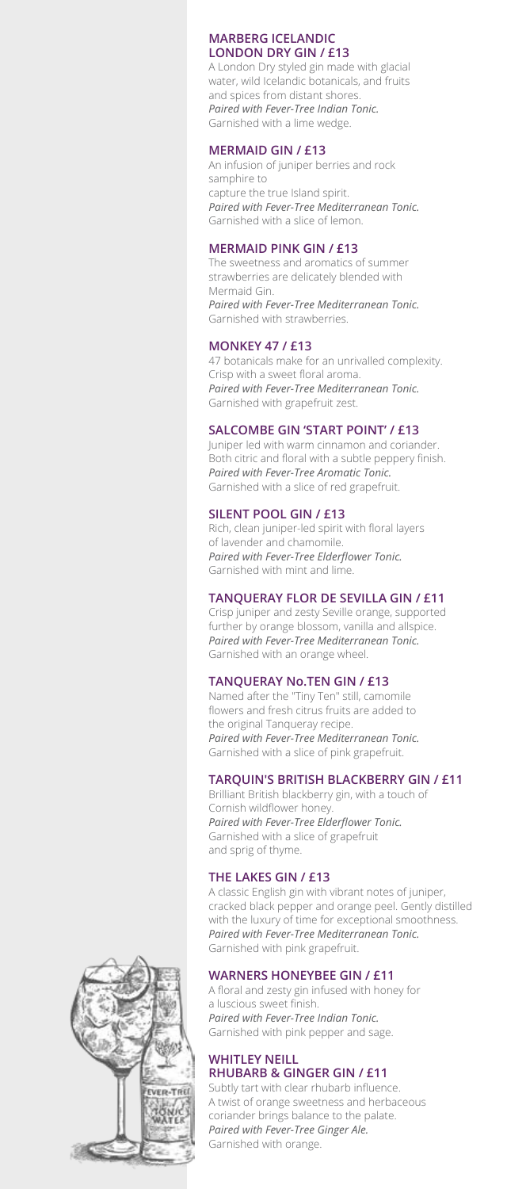### MARBERG ICELANDIC LONDON DRY GIN / £13

A London Dry styled gin made with glacial water, wild Icelandic botanicals, and fruits and spices from distant shores.
*Paired with Fever-Tree Indian Tonic.*
Garnished with a lime wedge.

### MERMAID GIN / £13

An infusion of juniper berries and rock samphire to
capture the true Island spirit.
*Paired with Fever-Tree Mediterranean Tonic.*
Garnished with a slice of lemon.

### MERMAID PINK GIN / £13

The sweetness and aromatics of summer strawberries are delicately blended with Mermaid Gin.
*Paired with Fever-Tree Mediterranean Tonic.*
Garnished with strawberries.

### MONKEY 47 / £13

47 botanicals make for an unrivalled complexity. Crisp with a sweet floral aroma.
*Paired with Fever-Tree Mediterranean Tonic.*
Garnished with grapefruit zest.

### SALCOMBE GIN 'START POINT' / £13

Juniper led with warm cinnamon and coriander. Both citric and floral with a subtle peppery finish.
*Paired with Fever-Tree Aromatic Tonic.*
Garnished with a slice of red grapefruit.

### SILENT POOL GIN / £13

Rich, clean juniper-led spirit with floral layers of lavender and chamomile.
*Paired with Fever-Tree Elderflower Tonic.*
Garnished with mint and lime.

### TANQUERAY FLOR DE SEVILLA GIN / £11

Crisp juniper and zesty Seville orange, supported further by orange blossom, vanilla and allspice.
*Paired with Fever-Tree Mediterranean Tonic.*
Garnished with an orange wheel.

### TANQUERAY No.TEN GIN / £13

Named after the "Tiny Ten" still, camomile flowers and fresh citrus fruits are added to the original Tanqueray recipe.
*Paired with Fever-Tree Mediterranean Tonic.*
Garnished with a slice of pink grapefruit.

### TARQUIN'S BRITISH BLACKBERRY GIN / £11

Brilliant British blackberry gin, with a touch of Cornish wildflower honey.
*Paired with Fever-Tree Elderflower Tonic.*
Garnished with a slice of grapefruit and sprig of thyme.

### THE LAKES GIN / £13

A classic English gin with vibrant notes of juniper, cracked black pepper and orange peel. Gently distilled with the luxury of time for exceptional smoothness.
*Paired with Fever-Tree Mediterranean Tonic.*
Garnished with pink grapefruit.

### WARNERS HONEYBEE GIN / £11

A floral and zesty gin infused with honey for a luscious sweet finish.
*Paired with Fever-Tree Indian Tonic.*
Garnished with pink pepper and sage.

### WHITLEY NEILL RHUBARB & GINGER GIN / £11

Subtly tart with clear rhubarb influence. A twist of orange sweetness and herbaceous coriander brings balance to the palate.
*Paired with Fever-Tree Ginger Ale.*
Garnished with orange.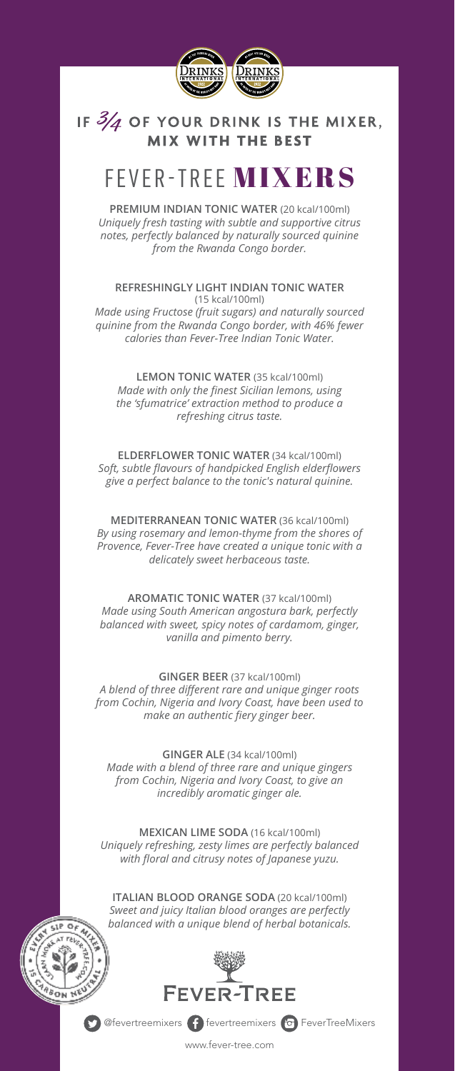## IF 3/4 OF YOUR DRINK IS THE MIXER, MIX WITH THE BEST

# FEVER-TREE MIXERS

**PREMIUM INDIAN TONIC WATER** (20 kcal/100ml)
*Uniquely fresh tasting with subtle and supportive citrus notes, perfectly balanced by naturally sourced quinine from the Rwanda Congo border.*

**REFRESHINGLY LIGHT INDIAN TONIC WATER** (15 kcal/100ml)
*Made using Fructose (fruit sugars) and naturally sourced quinine from the Rwanda Congo border, with 46% fewer calories than Fever-Tree Indian Tonic Water.*

**LEMON TONIC WATER** (35 kcal/100ml)
*Made with only the finest Sicilian lemons, using the 'sfumatrice' extraction method to produce a refreshing citrus taste.*

**ELDERFLOWER TONIC WATER** (34 kcal/100ml)
*Soft, subtle flavours of handpicked English elderflowers give a perfect balance to the tonic's natural quinine.*

**MEDITERRANEAN TONIC WATER** (36 kcal/100ml)
*By using rosemary and lemon-thyme from the shores of Provence, Fever-Tree have created a unique tonic with a delicately sweet herbaceous taste.*

**AROMATIC TONIC WATER** (37 kcal/100ml)
*Made using South American angostura bark, perfectly balanced with sweet, spicy notes of cardamom, ginger, vanilla and pimento berry.*

**GINGER BEER** (37 kcal/100ml)
*A blend of three different rare and unique ginger roots from Cochin, Nigeria and Ivory Coast, have been used to make an authentic fiery ginger beer.*

**GINGER ALE** (34 kcal/100ml)
*Made with a blend of three rare and unique gingers from Cochin, Nigeria and Ivory Coast, to give an incredibly aromatic ginger ale.*

**MEXICAN LIME SODA** (16 kcal/100ml)
*Uniquely refreshing, zesty limes are perfectly balanced with floral and citrusy notes of Japanese yuzu.*

**ITALIAN BLOOD ORANGE SODA** (20 kcal/100ml)
*Sweet and juicy Italian blood oranges are perfectly balanced with a unique blend of herbal botanicals.*

EVERY SIP OF MIXER IS CARBON NEUTRAL – LEARN MORE AT FEVER-TREE.COM

FEVER-TREE

@fevertreemixers fevertreemixers FeverTreeMixers

www.fever-tree.com